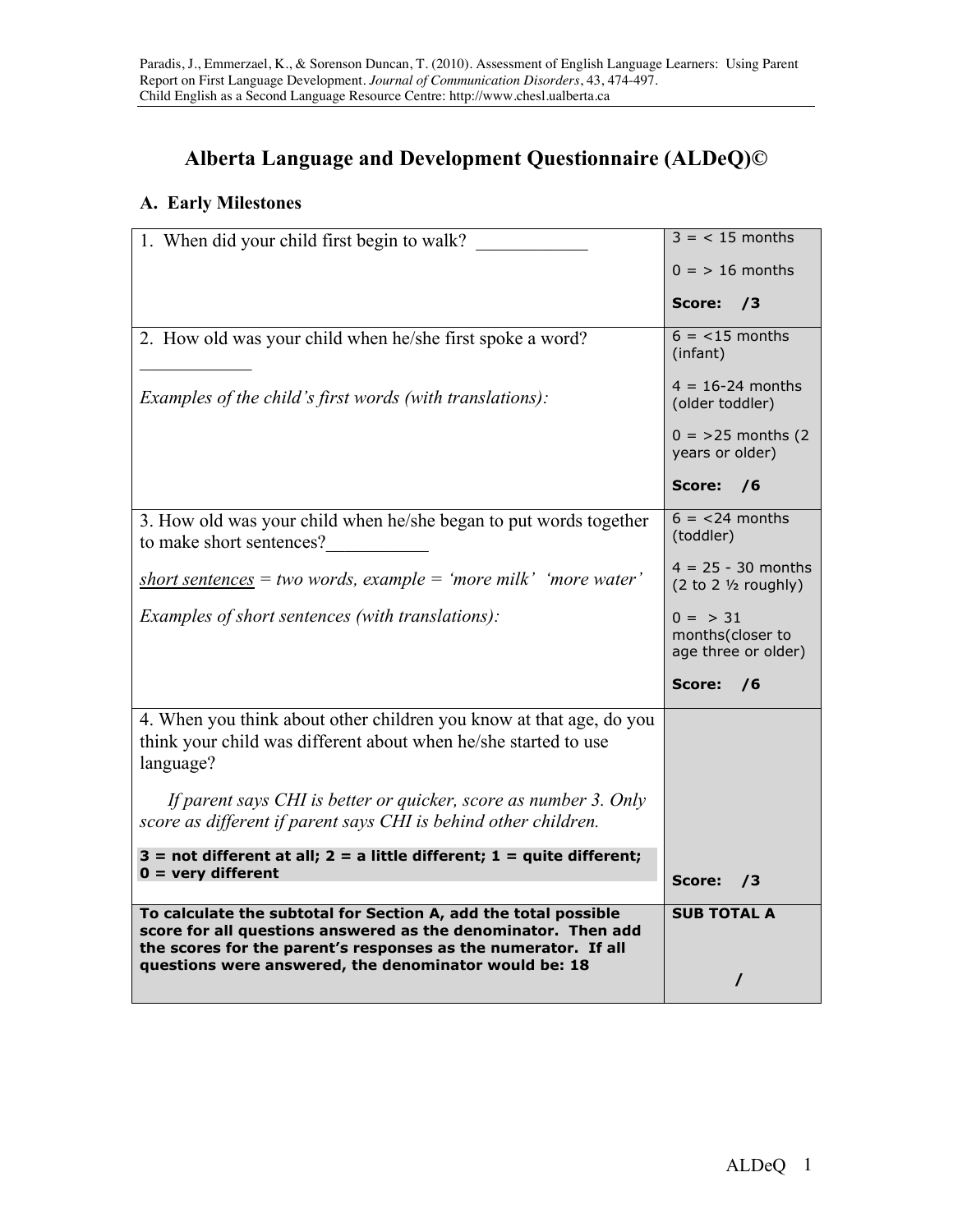# Alberta Language and Development Questionnaire (ALDeQ)©

## A. Early Milestones

| Question | Scoring |
|---|---|
| 1. When did your child first begin to walk? ___________ | 3 = < 15 months<br><br>0 = > 16 months<br><br>**Score: /3** |
| 2. How old was your child when he/she first spoke a word? ___________<br><br>*Examples of the child's first words (with translations):* | 6 = <15 months (infant)<br><br>4 = 16-24 months (older toddler)<br><br>0 = >25 months (2 years or older)<br><br>**Score: /6** |
| 3. How old was your child when he/she began to put words together to make short sentences?___________<br><br>*<u>short sentences</u> = two words, example = 'more milk' 'more water'*<br><br>*Examples of short sentences (with translations):* | 6 = <24 months (toddler)<br><br>4 = 25 - 30 months (2 to 2 ½ roughly)<br><br>0 = > 31 months(closer to age three or older)<br><br>**Score: /6** |
| 4. When you think about other children you know at that age, do you think your child was different about when he/she started to use language?<br><br>*If parent says CHI is better or quicker, score as number 3. Only score as different if parent says CHI is behind other children.*<br><br>**3 = not different at all; 2 = a little different; 1 = quite different; 0 = very different** | **Score: /3** |
| **To calculate the subtotal for Section A, add the total possible score for all questions answered as the denominator. Then add the scores for the parent's responses as the numerator. If all questions were answered, the denominator would be: 18** | **SUB TOTAL A**<br><br>**/** |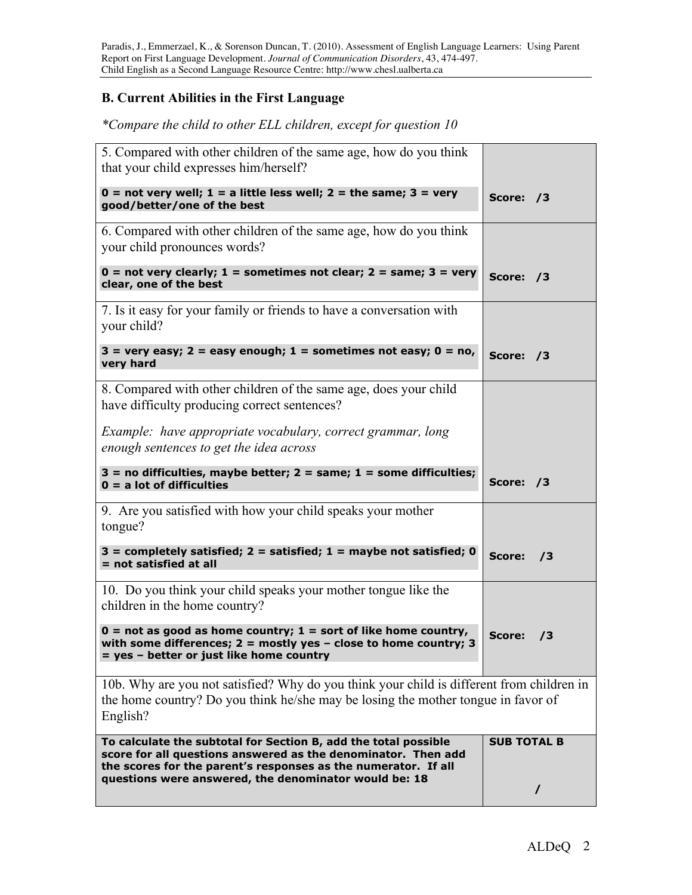## B. Current Abilities in the First Language

*\*Compare the child to other ELL children, except for question 10*

| | |
|---|---|
| 5. Compared with other children of the same age, how do you think that your child expresses him/herself?<br><br>**0 = not very well; 1 = a little less well; 2 = the same; 3 = very good/better/one of the best** | **Score: /3** |
| 6. Compared with other children of the same age, how do you think your child pronounces words?<br><br>**0 = not very clearly; 1 = sometimes not clear; 2 = same; 3 = very clear, one of the best** | **Score: /3** |
| 7. Is it easy for your family or friends to have a conversation with your child?<br><br>**3 = very easy; 2 = easy enough; 1 = sometimes not easy; 0 = no, very hard** | **Score: /3** |
| 8. Compared with other children of the same age, does your child have difficulty producing correct sentences?<br><br>*Example: have appropriate vocabulary, correct grammar, long enough sentences to get the idea across*<br><br>**3 = no difficulties, maybe better; 2 = same; 1 = some difficulties; 0 = a lot of difficulties** | **Score: /3** |
| 9. Are you satisfied with how your child speaks your mother tongue?<br><br>**3 = completely satisfied; 2 = satisfied; 1 = maybe not satisfied; 0 = not satisfied at all** | **Score: /3** |
| 10. Do you think your child speaks your mother tongue like the children in the home country?<br><br>**0 = not as good as home country; 1 = sort of like home country, with some differences; 2 = mostly yes – close to home country; 3 = yes – better or just like home country** | **Score: /3** |
| 10b. Why are you not satisfied? Why do you think your child is different from children in the home country? Do you think he/she may be losing the mother tongue in favor of English? | |
| **To calculate the subtotal for Section B, add the total possible score for all questions answered as the denominator. Then add the scores for the parent's responses as the numerator. If all questions were answered, the denominator would be: 18** | **SUB TOTAL B**<br><br>**/** |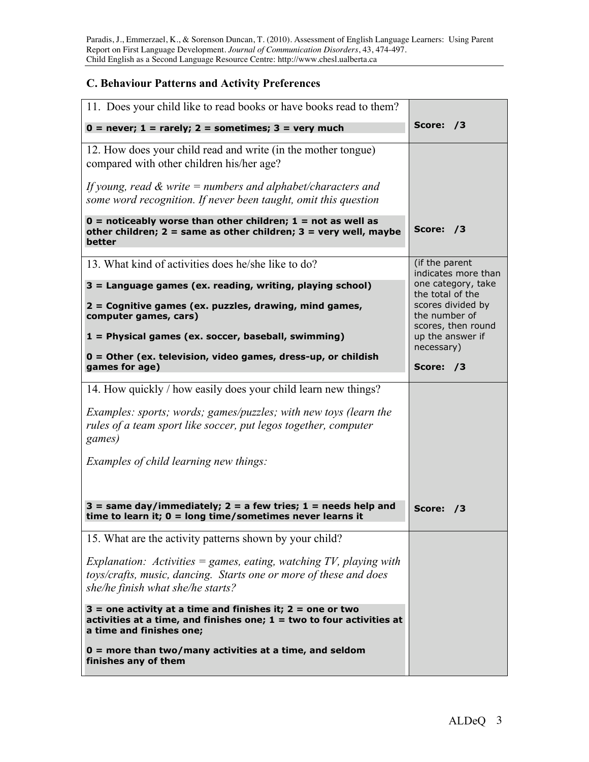## C. Behaviour Patterns and Activity Preferences

| | |
|---|---|
| 11. Does your child like to read books or have books read to them?<br><br>**0 = never; 1 = rarely; 2 = sometimes; 3 = very much** | **Score: /3** |
| 12. How does your child read and write (in the mother tongue) compared with other children his/her age?<br><br>*If young, read & write = numbers and alphabet/characters and some word recognition. If never been taught, omit this question*<br><br>**0 = noticeably worse than other children; 1 = not as well as other children; 2 = same as other children; 3 = very well, maybe better** | **Score: /3** |
| 13. What kind of activities does he/she like to do?<br><br>**3 = Language games (ex. reading, writing, playing school)**<br><br>**2 = Cognitive games (ex. puzzles, drawing, mind games, computer games, cars)**<br><br>**1 = Physical games (ex. soccer, baseball, swimming)**<br><br>**0 = Other (ex. television, video games, dress-up, or childish games for age)** | (if the parent indicates more than one category, take the total of the scores divided by the number of scores, then round up the answer if necessary)<br><br>**Score: /3** |
| 14. How quickly / how easily does your child learn new things?<br><br>*Examples: sports; words; games/puzzles; with new toys (learn the rules of a team sport like soccer, put legos together, computer games)*<br><br>*Examples of child learning new things:*<br><br>**3 = same day/immediately; 2 = a few tries; 1 = needs help and time to learn it; 0 = long time/sometimes never learns it** | **Score: /3** |
| 15. What are the activity patterns shown by your child?<br><br>*Explanation: Activities = games, eating, watching TV, playing with toys/crafts, music, dancing. Starts one or more of these and does she/he finish what she/he starts?*<br><br>**3 = one activity at a time and finishes it; 2 = one or two activities at a time, and finishes one; 1 = two to four activities at a time and finishes one;**<br><br>**0 = more than two/many activities at a time, and seldom finishes any of them** | |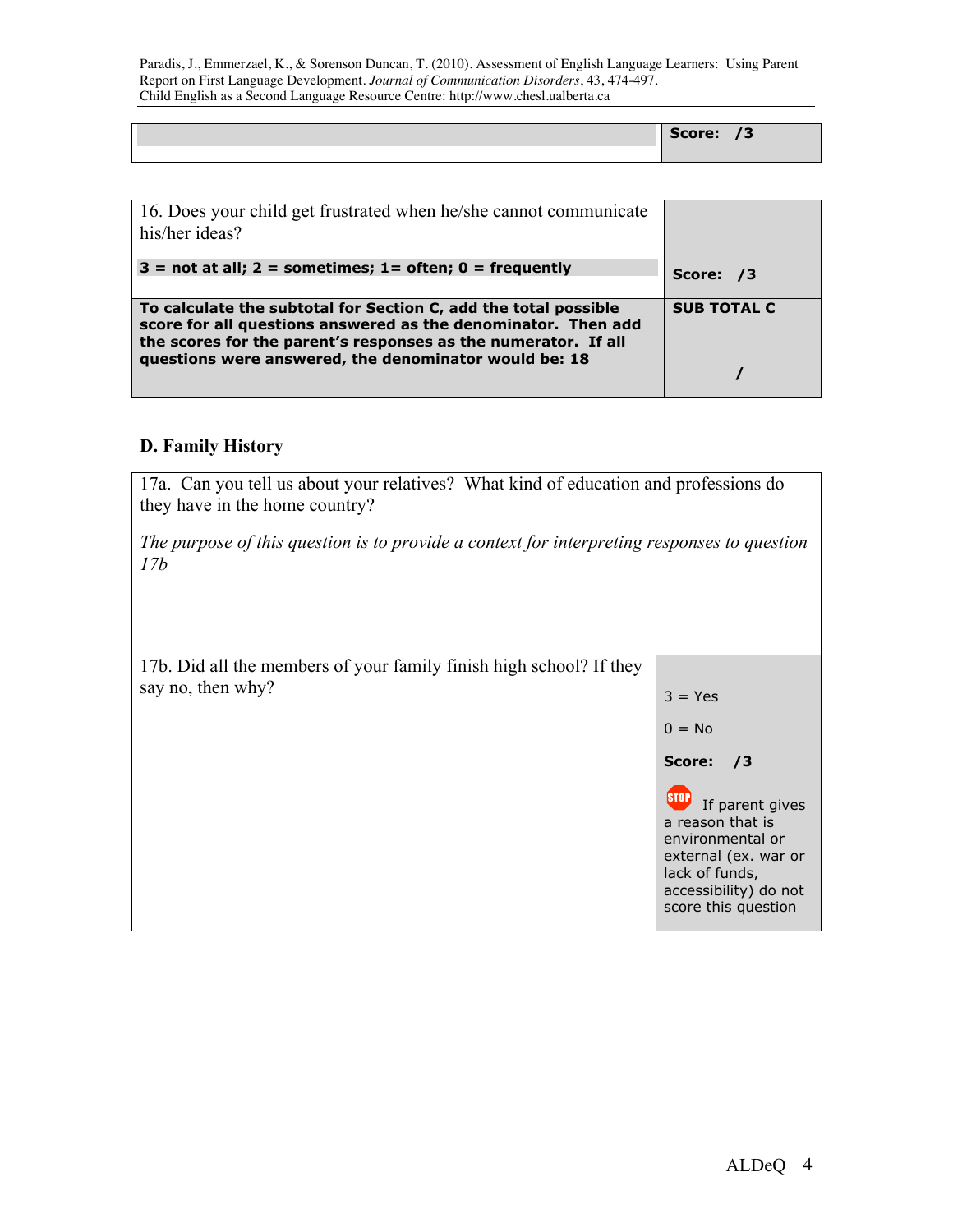| | Score: /3 |
|---|---|

| 16. Does your child get frustrated when he/she cannot communicate his/her ideas?<br><br>**3 = not at all; 2 = sometimes; 1= often; 0 = frequently** | **Score: /3** |
|---|---|
| **To calculate the subtotal for Section C, add the total possible score for all questions answered as the denominator. Then add the scores for the parent's responses as the numerator. If all questions were answered, the denominator would be: 18** | **SUB TOTAL C**<br><br>**/** |

### D. Family History

| 17a. Can you tell us about your relatives? What kind of education and professions do they have in the home country?<br><br>*The purpose of this question is to provide a context for interpreting responses to question 17b* | |
|---|---|
| 17b. Did all the members of your family finish high school? If they say no, then why? | 3 = Yes<br><br>0 = No<br><br>**Score: /3**<br><br>STOP If parent gives a reason that is environmental or external (ex. war or lack of funds, accessibility) do not score this question |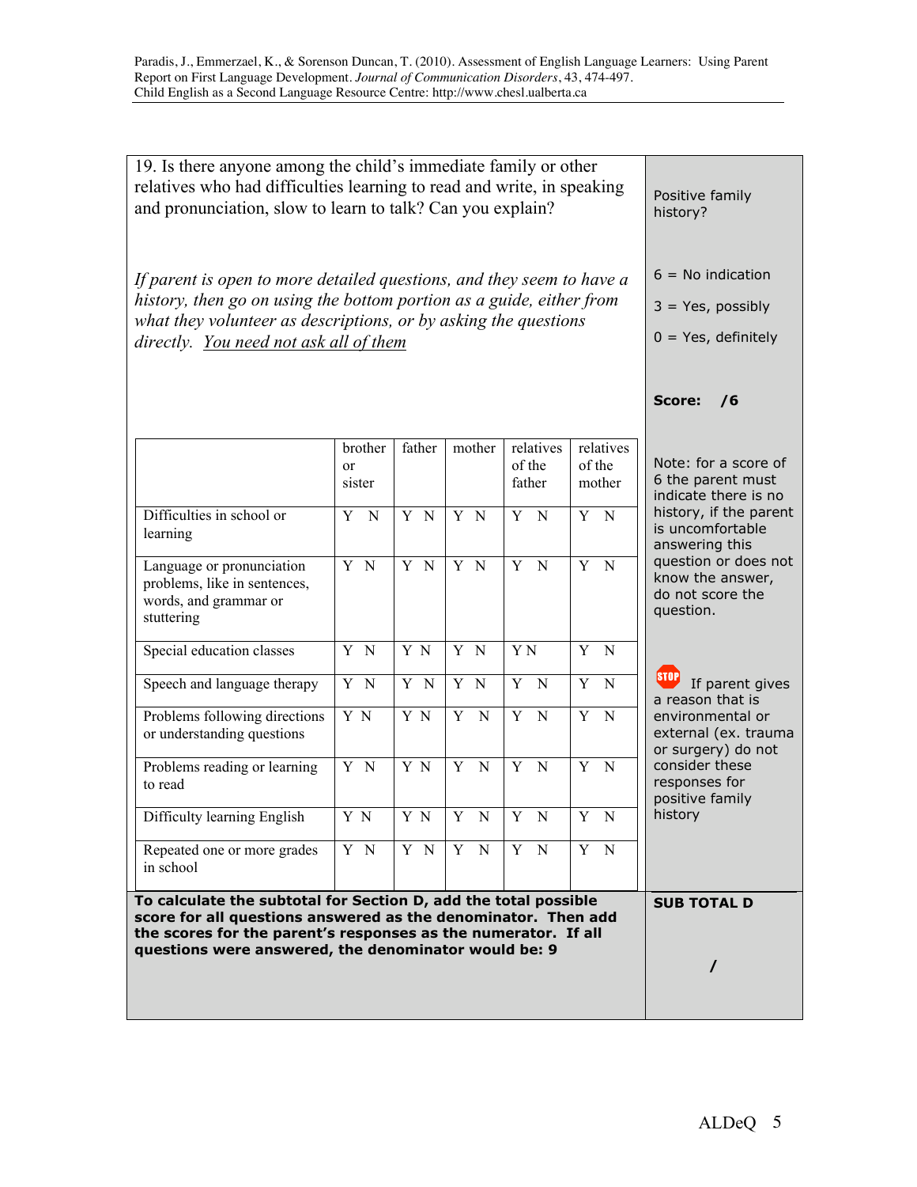19. Is there anyone among the child's immediate family or other relatives who had difficulties learning to read and write, in speaking and pronunciation, slow to learn to talk? Can you explain?

*If parent is open to more detailed questions, and they seem to have a history, then go on using the bottom portion as a guide, either from what they volunteer as descriptions, or by asking the questions directly.* *<u>You need not ask all of them</u>*

Positive family history?

6 = No indication

3 = Yes, possibly

0 = Yes, definitely

**Score: /6**

| | brother or sister | father | mother | relatives of the father | relatives of the mother |
|---|---|---|---|---|---|
| Difficulties in school or learning | Y N | Y N | Y N | Y N | Y N |
| Language or pronunciation problems, like in sentences, words, and grammar or stuttering | Y N | Y N | Y N | Y N | Y N |
| Special education classes | Y N | Y N | Y N | Y N | Y N |
| Speech and language therapy | Y N | Y N | Y N | Y N | Y N |
| Problems following directions or understanding questions | Y N | Y N | Y N | Y N | Y N |
| Problems reading or learning to read | Y N | Y N | Y N | Y N | Y N |
| Difficulty learning English | Y N | Y N | Y N | Y N | Y N |
| Repeated one or more grades in school | Y N | Y N | Y N | Y N | Y N |

Note: for a score of 6 the parent must indicate there is no history, if the parent is uncomfortable answering this question or does not know the answer, do not score the question.

STOP If parent gives a reason that is environmental or external (ex. trauma or surgery) do not consider these responses for positive family history

**To calculate the subtotal for Section D, add the total possible score for all questions answered as the denominator. Then add the scores for the parent's responses as the numerator. If all questions were answered, the denominator would be: 9**

**SUB TOTAL D**

**/**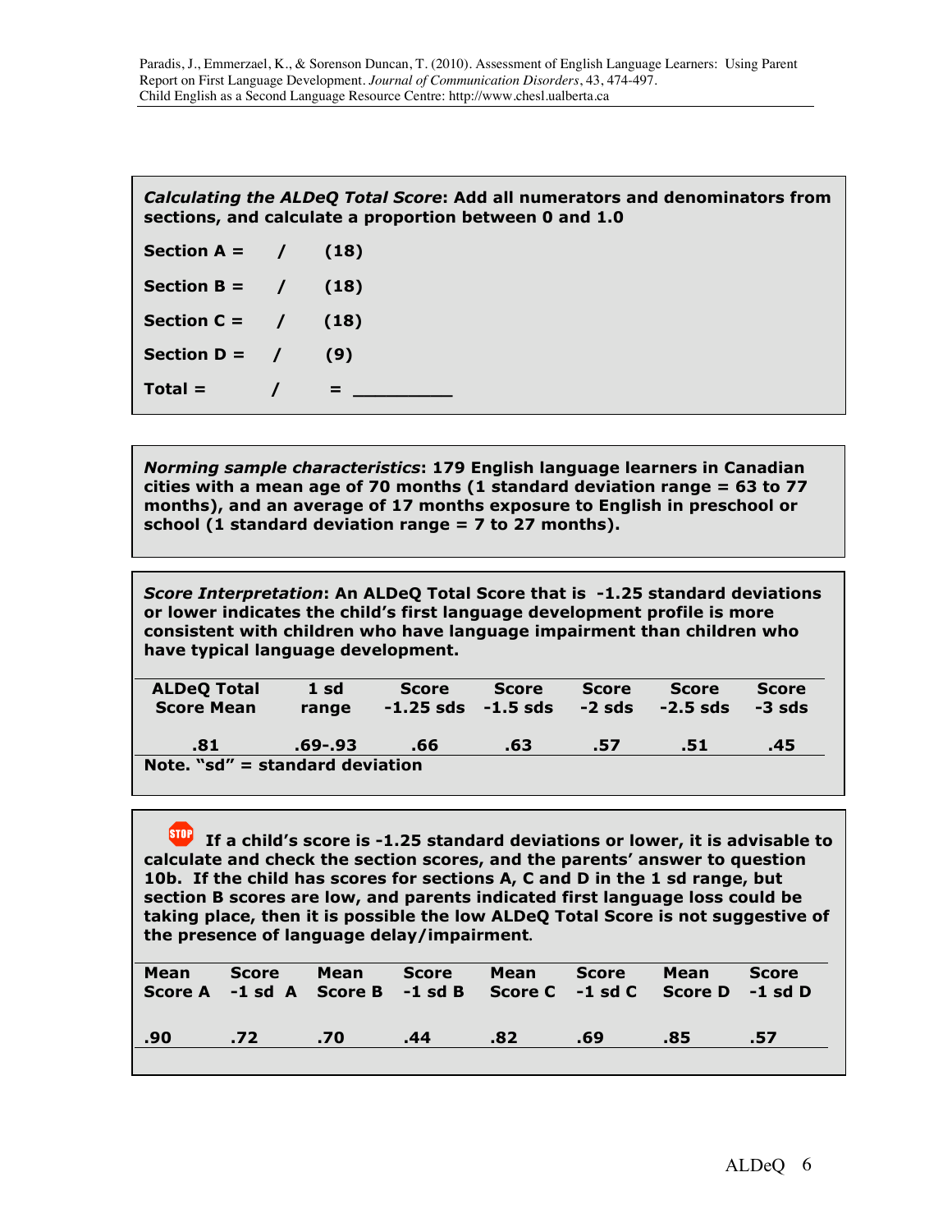**_Calculating the ALDeQ Total Score_: Add all numerators and denominators from sections, and calculate a proportion between 0 and 1.0**

**Section A = / (18)**

**Section B = / (18)**

**Section C = / (18)**

**Section D = / (9)**

**Total = / = _________**

**_Norming sample characteristics_: 179 English language learners in Canadian cities with a mean age of 70 months (1 standard deviation range = 63 to 77 months), and an average of 17 months exposure to English in preschool or school (1 standard deviation range = 7 to 27 months).**

**_Score Interpretation_: An ALDeQ Total Score that is -1.25 standard deviations or lower indicates the child's first language development profile is more consistent with children who have language impairment than children who have typical language development.**

| ALDeQ Total Score Mean | 1 sd range | Score -1.25 sds | Score -1.5 sds | Score -2 sds | Score -2.5 sds | Score -3 sds |
|---|---|---|---|---|---|---|
| .81 | .69-.93 | .66 | .63 | .57 | .51 | .45 |

**Note. "sd" = standard deviation**

STOP **If a child's score is -1.25 standard deviations or lower, it is advisable to calculate and check the section scores, and the parents' answer to question 10b. If the child has scores for sections A, C and D in the 1 sd range, but section B scores are low, and parents indicated first language loss could be taking place, then it is possible the low ALDeQ Total Score is not suggestive of the presence of language delay/impairment.**

| Mean Score A | Score -1 sd A | Mean Score B | Score -1 sd B | Mean Score C | Score -1 sd C | Mean Score D | Score -1 sd D |
|---|---|---|---|---|---|---|---|
| .90 | .72 | .70 | .44 | .82 | .69 | .85 | .57 |